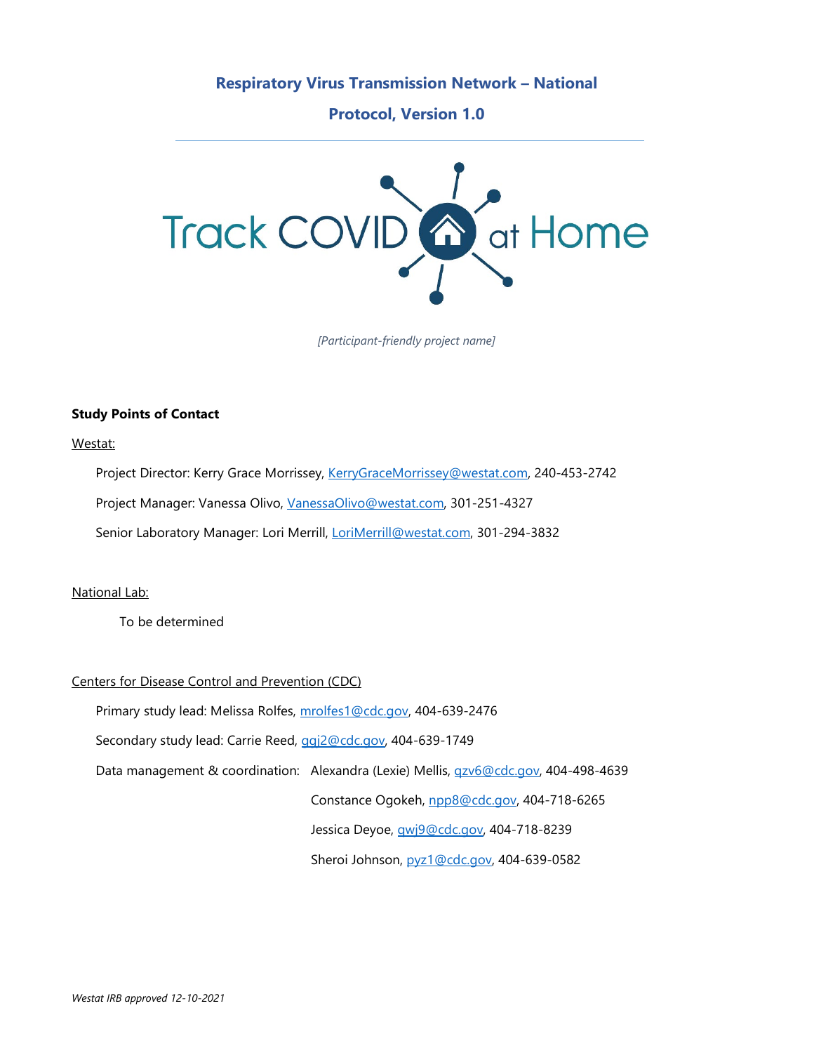# Respiratory Virus Transmission Network – National

## Protocol, Version 1.0

Track COVID at Home

*[Participant-friendly project name]*

**Study Points of Contact**

Westat:

Project Director: Kerry Grace Morrissey, KerryGraceMorrissey@westat.com, 240-453-2742

Project Manager: Vanessa Olivo, VanessaOlivo@westat.com, 301-251-4327

Senior Laboratory Manager: Lori Merrill, LoriMerrill@westat.com, 301-294-3832

National Lab:

To be determined

Centers for Disease Control and Prevention (CDC)

Primary study lead: Melissa Rolfes, mrolfes1@cdc.gov, 404-639-2476

Secondary study lead: Carrie Reed, gqj2@cdc.gov, 404-639-1749

Data management & coordination: Alexandra (Lexie) Mellis, qzv6@cdc.gov, 404-498-4639

Constance Ogokeh, npp8@cdc.gov, 404-718-6265

Jessica Deyoe, qwj9@cdc.gov, 404-718-8239

Sheroi Johnson, pyz1@cdc.gov, 404-639-0582

*Westat IRB approved 12-10-2021*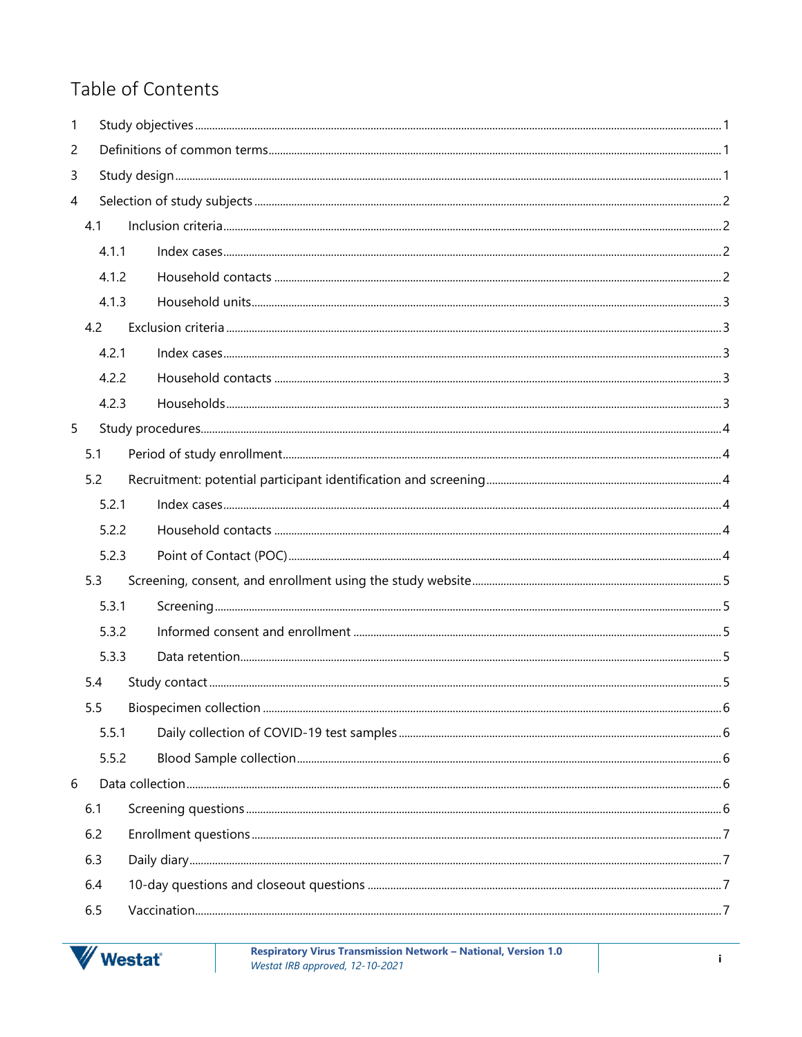# Table of Contents

1 Study objectives ..... 1
2 Definitions of common terms ..... 1
3 Study design ..... 1
4 Selection of study subjects ..... 2
  4.1 Inclusion criteria ..... 2
    4.1.1 Index cases ..... 2
    4.1.2 Household contacts ..... 2
    4.1.3 Household units ..... 3
  4.2 Exclusion criteria ..... 3
    4.2.1 Index cases ..... 3
    4.2.2 Household contacts ..... 3
    4.2.3 Households ..... 3
5 Study procedures ..... 4
  5.1 Period of study enrollment ..... 4
  5.2 Recruitment: potential participant identification and screening ..... 4
    5.2.1 Index cases ..... 4
    5.2.2 Household contacts ..... 4
    5.2.3 Point of Contact (POC) ..... 4
  5.3 Screening, consent, and enrollment using the study website ..... 5
    5.3.1 Screening ..... 5
    5.3.2 Informed consent and enrollment ..... 5
    5.3.3 Data retention ..... 5
  5.4 Study contact ..... 5
  5.5 Biospecimen collection ..... 6
    5.5.1 Daily collection of COVID-19 test samples ..... 6
    5.5.2 Blood Sample collection ..... 6
6 Data collection ..... 6
  6.1 Screening questions ..... 6
  6.2 Enrollment questions ..... 7
  6.3 Daily diary ..... 7
  6.4 10-day questions and closeout questions ..... 7
  6.5 Vaccination ..... 7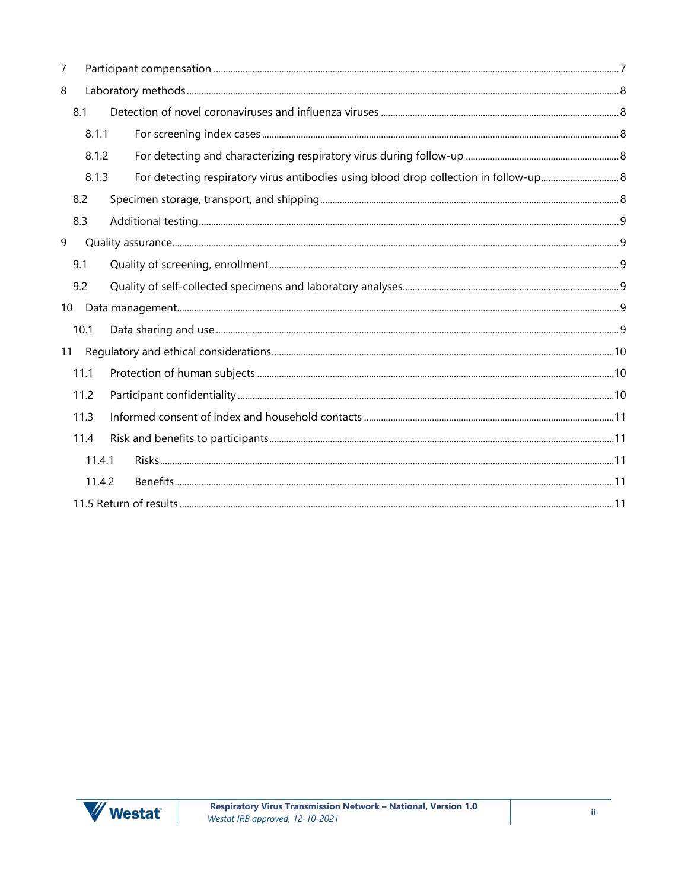7 Participant compensation ..... 7

8 Laboratory methods ..... 8

- 8.1 Detection of novel coronaviruses and influenza viruses ..... 8
  - 8.1.1 For screening index cases ..... 8
  - 8.1.2 For detecting and characterizing respiratory virus during follow-up ..... 8
  - 8.1.3 For detecting respiratory virus antibodies using blood drop collection in follow-up ..... 8
- 8.2 Specimen storage, transport, and shipping ..... 8
- 8.3 Additional testing ..... 9

9 Quality assurance ..... 9

- 9.1 Quality of screening, enrollment ..... 9
- 9.2 Quality of self-collected specimens and laboratory analyses ..... 9

10 Data management ..... 9

- 10.1 Data sharing and use ..... 9

11 Regulatory and ethical considerations ..... 10

- 11.1 Protection of human subjects ..... 10
- 11.2 Participant confidentiality ..... 10
- 11.3 Informed consent of index and household contacts ..... 11
- 11.4 Risk and benefits to participants ..... 11
  - 11.4.1 Risks ..... 11
  - 11.4.2 Benefits ..... 11
- 11.5 Return of results ..... 11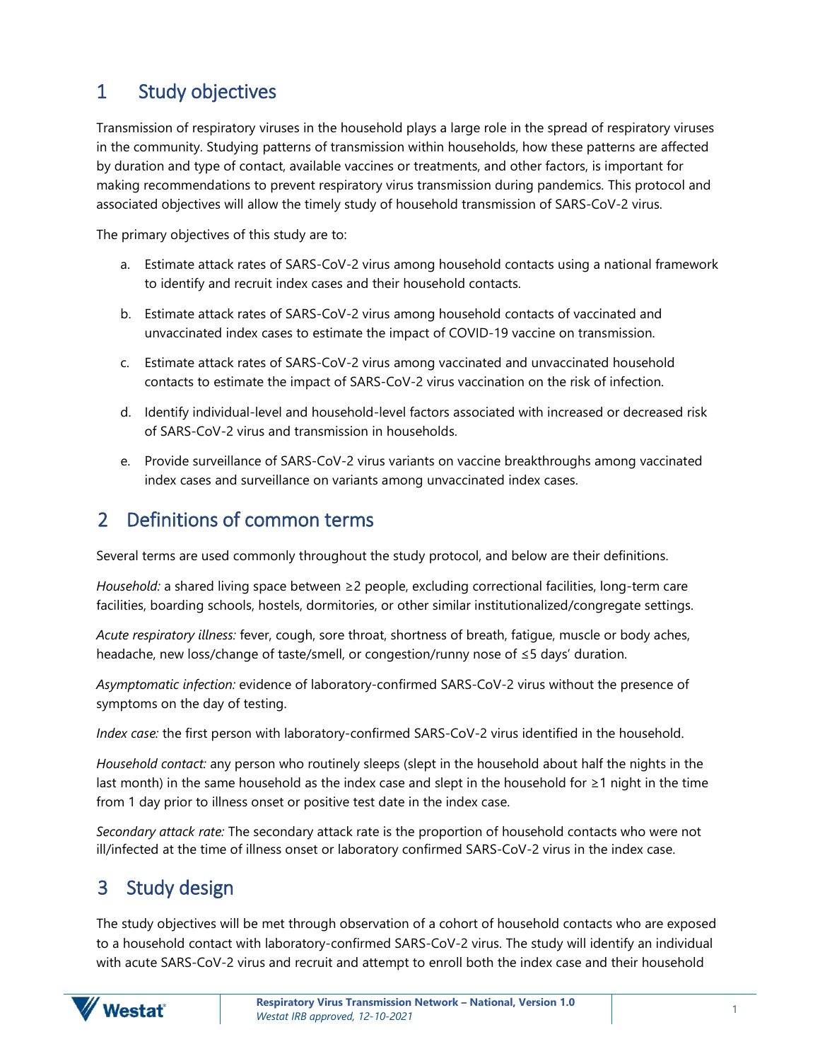# 1 Study objectives

Transmission of respiratory viruses in the household plays a large role in the spread of respiratory viruses in the community. Studying patterns of transmission within households, how these patterns are affected by duration and type of contact, available vaccines or treatments, and other factors, is important for making recommendations to prevent respiratory virus transmission during pandemics. This protocol and associated objectives will allow the timely study of household transmission of SARS-CoV-2 virus.

The primary objectives of this study are to:

a. Estimate attack rates of SARS-CoV-2 virus among household contacts using a national framework to identify and recruit index cases and their household contacts.

b. Estimate attack rates of SARS-CoV-2 virus among household contacts of vaccinated and unvaccinated index cases to estimate the impact of COVID-19 vaccine on transmission.

c. Estimate attack rates of SARS-CoV-2 virus among vaccinated and unvaccinated household contacts to estimate the impact of SARS-CoV-2 virus vaccination on the risk of infection.

d. Identify individual-level and household-level factors associated with increased or decreased risk of SARS-CoV-2 virus and transmission in households.

e. Provide surveillance of SARS-CoV-2 virus variants on vaccine breakthroughs among vaccinated index cases and surveillance on variants among unvaccinated index cases.

# 2 Definitions of common terms

Several terms are used commonly throughout the study protocol, and below are their definitions.

*Household:* a shared living space between ≥2 people, excluding correctional facilities, long-term care facilities, boarding schools, hostels, dormitories, or other similar institutionalized/congregate settings.

*Acute respiratory illness:* fever, cough, sore throat, shortness of breath, fatigue, muscle or body aches, headache, new loss/change of taste/smell, or congestion/runny nose of ≤5 days' duration.

*Asymptomatic infection:* evidence of laboratory-confirmed SARS-CoV-2 virus without the presence of symptoms on the day of testing.

*Index case:* the first person with laboratory-confirmed SARS-CoV-2 virus identified in the household.

*Household contact:* any person who routinely sleeps (slept in the household about half the nights in the last month) in the same household as the index case and slept in the household for ≥1 night in the time from 1 day prior to illness onset or positive test date in the index case.

*Secondary attack rate:* The secondary attack rate is the proportion of household contacts who were not ill/infected at the time of illness onset or laboratory confirmed SARS-CoV-2 virus in the index case.

# 3 Study design

The study objectives will be met through observation of a cohort of household contacts who are exposed to a household contact with laboratory-confirmed SARS-CoV-2 virus. The study will identify an individual with acute SARS-CoV-2 virus and recruit and attempt to enroll both the index case and their household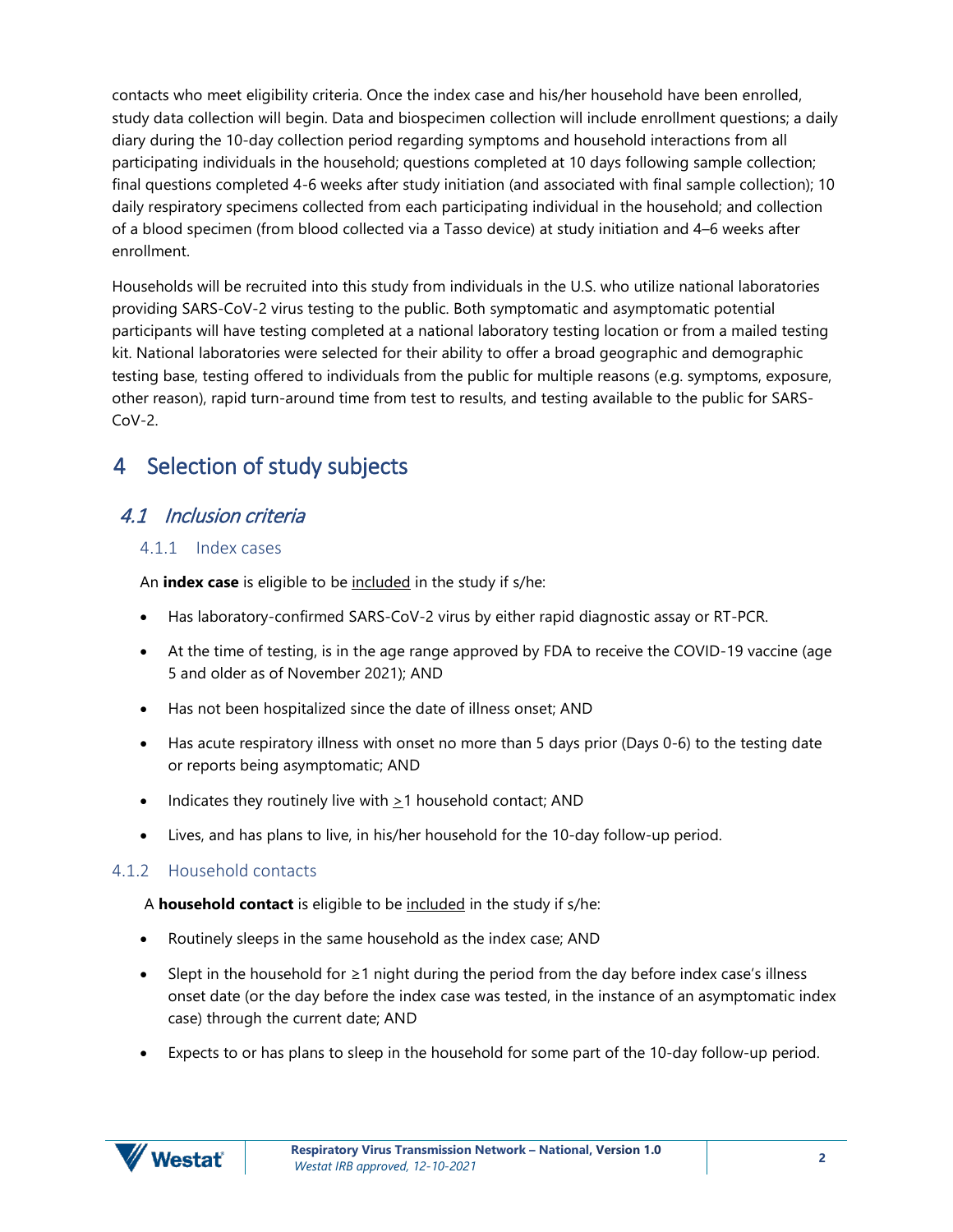contacts who meet eligibility criteria. Once the index case and his/her household have been enrolled, study data collection will begin. Data and biospecimen collection will include enrollment questions; a daily diary during the 10-day collection period regarding symptoms and household interactions from all participating individuals in the household; questions completed at 10 days following sample collection; final questions completed 4-6 weeks after study initiation (and associated with final sample collection); 10 daily respiratory specimens collected from each participating individual in the household; and collection of a blood specimen (from blood collected via a Tasso device) at study initiation and 4–6 weeks after enrollment.

Households will be recruited into this study from individuals in the U.S. who utilize national laboratories providing SARS-CoV-2 virus testing to the public. Both symptomatic and asymptomatic potential participants will have testing completed at a national laboratory testing location or from a mailed testing kit. National laboratories were selected for their ability to offer a broad geographic and demographic testing base, testing offered to individuals from the public for multiple reasons (e.g. symptoms, exposure, other reason), rapid turn-around time from test to results, and testing available to the public for SARS-CoV-2.

# 4 Selection of study subjects

## *4.1 Inclusion criteria*

### 4.1.1 Index cases

An **index case** is eligible to be included in the study if s/he:

- Has laboratory-confirmed SARS-CoV-2 virus by either rapid diagnostic assay or RT-PCR.
- At the time of testing, is in the age range approved by FDA to receive the COVID-19 vaccine (age 5 and older as of November 2021); AND
- Has not been hospitalized since the date of illness onset; AND
- Has acute respiratory illness with onset no more than 5 days prior (Days 0-6) to the testing date or reports being asymptomatic; AND
- Indicates they routinely live with ≥1 household contact; AND
- Lives, and has plans to live, in his/her household for the 10-day follow-up period.

### 4.1.2 Household contacts

A **household contact** is eligible to be included in the study if s/he:

- Routinely sleeps in the same household as the index case; AND
- Slept in the household for ≥1 night during the period from the day before index case's illness onset date (or the day before the index case was tested, in the instance of an asymptomatic index case) through the current date; AND
- Expects to or has plans to sleep in the household for some part of the 10-day follow-up period.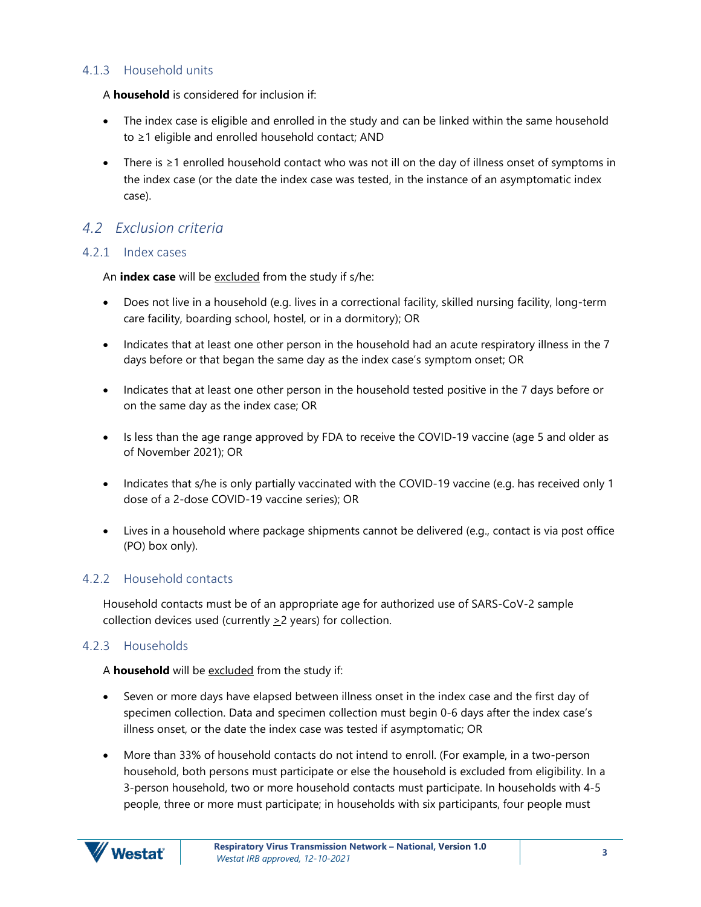### 4.1.3 Household units

A **household** is considered for inclusion if:

- The index case is eligible and enrolled in the study and can be linked within the same household to ≥1 eligible and enrolled household contact; AND
- There is ≥1 enrolled household contact who was not ill on the day of illness onset of symptoms in the index case (or the date the index case was tested, in the instance of an asymptomatic index case).

## *4.2 Exclusion criteria*

### 4.2.1 Index cases

An **index case** will be excluded from the study if s/he:

- Does not live in a household (e.g. lives in a correctional facility, skilled nursing facility, long-term care facility, boarding school, hostel, or in a dormitory); OR
- Indicates that at least one other person in the household had an acute respiratory illness in the 7 days before or that began the same day as the index case's symptom onset; OR
- Indicates that at least one other person in the household tested positive in the 7 days before or on the same day as the index case; OR
- Is less than the age range approved by FDA to receive the COVID-19 vaccine (age 5 and older as of November 2021); OR
- Indicates that s/he is only partially vaccinated with the COVID-19 vaccine (e.g. has received only 1 dose of a 2-dose COVID-19 vaccine series); OR
- Lives in a household where package shipments cannot be delivered (e.g., contact is via post office (PO) box only).

### 4.2.2 Household contacts

Household contacts must be of an appropriate age for authorized use of SARS-CoV-2 sample collection devices used (currently ≥2 years) for collection.

### 4.2.3 Households

A **household** will be excluded from the study if:

- Seven or more days have elapsed between illness onset in the index case and the first day of specimen collection. Data and specimen collection must begin 0-6 days after the index case's illness onset, or the date the index case was tested if asymptomatic; OR
- More than 33% of household contacts do not intend to enroll. (For example, in a two-person household, both persons must participate or else the household is excluded from eligibility. In a 3-person household, two or more household contacts must participate. In households with 4-5 people, three or more must participate; in households with six participants, four people must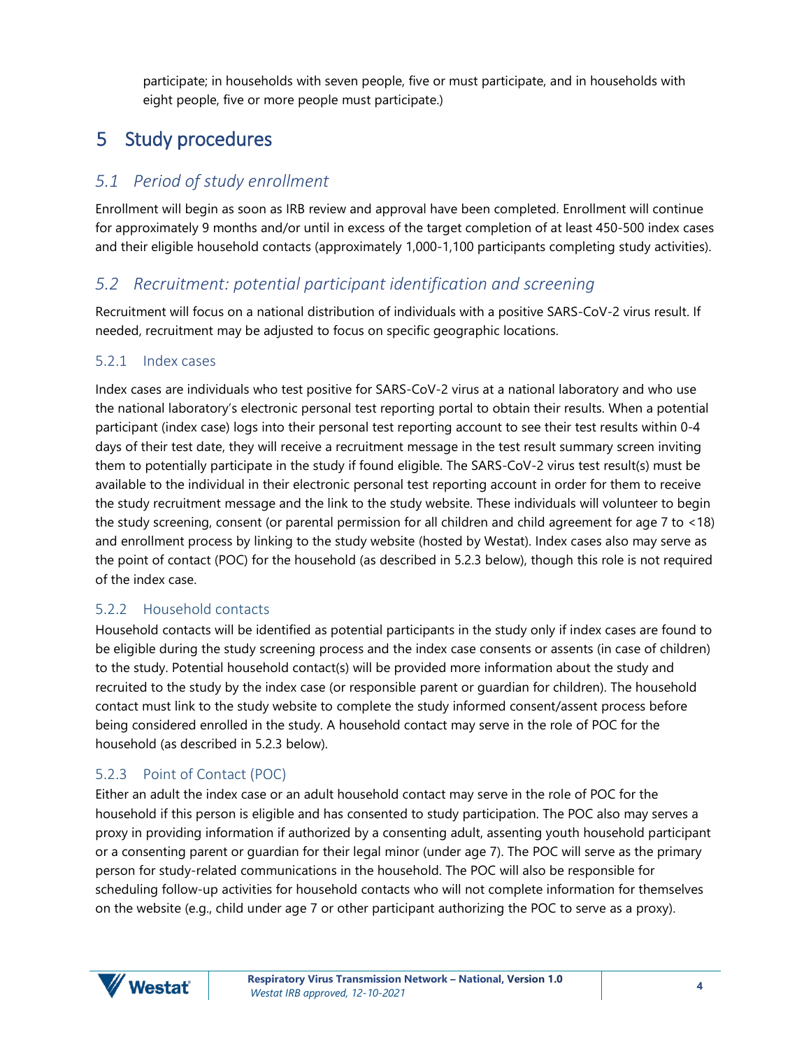participate; in households with seven people, five or must participate, and in households with eight people, five or more people must participate.)

# 5 Study procedures

## *5.1 Period of study enrollment*

Enrollment will begin as soon as IRB review and approval have been completed. Enrollment will continue for approximately 9 months and/or until in excess of the target completion of at least 450-500 index cases and their eligible household contacts (approximately 1,000-1,100 participants completing study activities).

## *5.2 Recruitment: potential participant identification and screening*

Recruitment will focus on a national distribution of individuals with a positive SARS-CoV-2 virus result. If needed, recruitment may be adjusted to focus on specific geographic locations.

### 5.2.1 Index cases

Index cases are individuals who test positive for SARS-CoV-2 virus at a national laboratory and who use the national laboratory's electronic personal test reporting portal to obtain their results. When a potential participant (index case) logs into their personal test reporting account to see their test results within 0-4 days of their test date, they will receive a recruitment message in the test result summary screen inviting them to potentially participate in the study if found eligible. The SARS-CoV-2 virus test result(s) must be available to the individual in their electronic personal test reporting account in order for them to receive the study recruitment message and the link to the study website. These individuals will volunteer to begin the study screening, consent (or parental permission for all children and child agreement for age 7 to <18) and enrollment process by linking to the study website (hosted by Westat). Index cases also may serve as the point of contact (POC) for the household (as described in 5.2.3 below), though this role is not required of the index case.

### 5.2.2 Household contacts

Household contacts will be identified as potential participants in the study only if index cases are found to be eligible during the study screening process and the index case consents or assents (in case of children) to the study. Potential household contact(s) will be provided more information about the study and recruited to the study by the index case (or responsible parent or guardian for children). The household contact must link to the study website to complete the study informed consent/assent process before being considered enrolled in the study. A household contact may serve in the role of POC for the household (as described in 5.2.3 below).

### 5.2.3 Point of Contact (POC)

Either an adult the index case or an adult household contact may serve in the role of POC for the household if this person is eligible and has consented to study participation. The POC also may serves a proxy in providing information if authorized by a consenting adult, assenting youth household participant or a consenting parent or guardian for their legal minor (under age 7). The POC will serve as the primary person for study-related communications in the household. The POC will also be responsible for scheduling follow-up activities for household contacts who will not complete information for themselves on the website (e.g., child under age 7 or other participant authorizing the POC to serve as a proxy).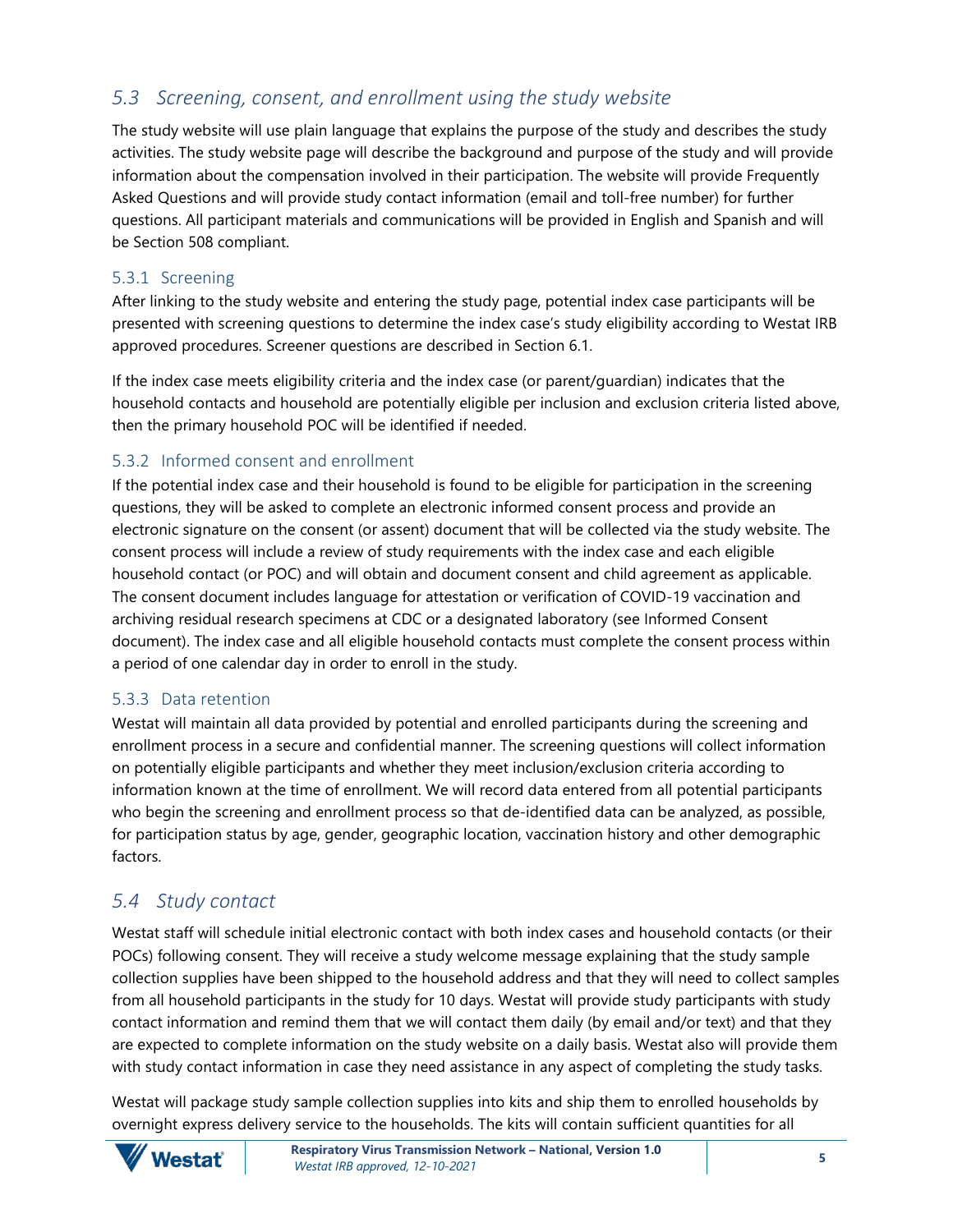## *5.3 Screening, consent, and enrollment using the study website*

The study website will use plain language that explains the purpose of the study and describes the study activities. The study website page will describe the background and purpose of the study and will provide information about the compensation involved in their participation. The website will provide Frequently Asked Questions and will provide study contact information (email and toll-free number) for further questions. All participant materials and communications will be provided in English and Spanish and will be Section 508 compliant.

### 5.3.1 Screening

After linking to the study website and entering the study page, potential index case participants will be presented with screening questions to determine the index case's study eligibility according to Westat IRB approved procedures. Screener questions are described in Section 6.1.

If the index case meets eligibility criteria and the index case (or parent/guardian) indicates that the household contacts and household are potentially eligible per inclusion and exclusion criteria listed above, then the primary household POC will be identified if needed.

### 5.3.2 Informed consent and enrollment

If the potential index case and their household is found to be eligible for participation in the screening questions, they will be asked to complete an electronic informed consent process and provide an electronic signature on the consent (or assent) document that will be collected via the study website. The consent process will include a review of study requirements with the index case and each eligible household contact (or POC) and will obtain and document consent and child agreement as applicable. The consent document includes language for attestation or verification of COVID-19 vaccination and archiving residual research specimens at CDC or a designated laboratory (see Informed Consent document). The index case and all eligible household contacts must complete the consent process within a period of one calendar day in order to enroll in the study.

### 5.3.3 Data retention

Westat will maintain all data provided by potential and enrolled participants during the screening and enrollment process in a secure and confidential manner. The screening questions will collect information on potentially eligible participants and whether they meet inclusion/exclusion criteria according to information known at the time of enrollment. We will record data entered from all potential participants who begin the screening and enrollment process so that de-identified data can be analyzed, as possible, for participation status by age, gender, geographic location, vaccination history and other demographic factors.

## *5.4 Study contact*

Westat staff will schedule initial electronic contact with both index cases and household contacts (or their POCs) following consent. They will receive a study welcome message explaining that the study sample collection supplies have been shipped to the household address and that they will need to collect samples from all household participants in the study for 10 days. Westat will provide study participants with study contact information and remind them that we will contact them daily (by email and/or text) and that they are expected to complete information on the study website on a daily basis. Westat also will provide them with study contact information in case they need assistance in any aspect of completing the study tasks.

Westat will package study sample collection supplies into kits and ship them to enrolled households by overnight express delivery service to the households. The kits will contain sufficient quantities for all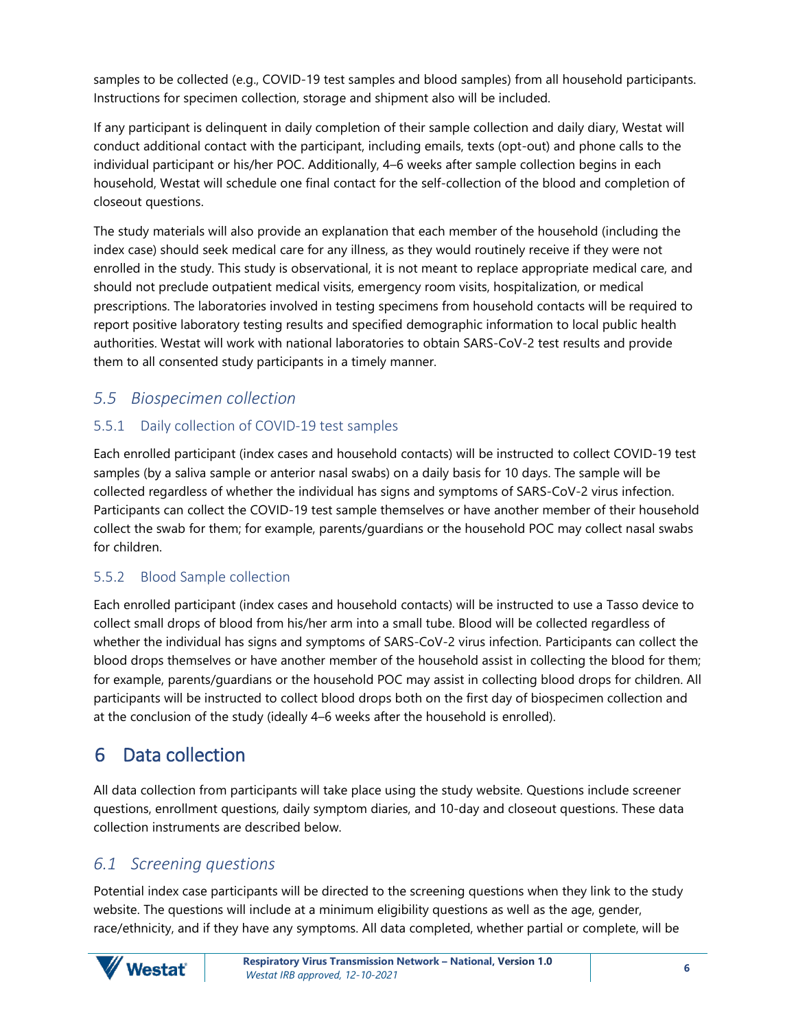samples to be collected (e.g., COVID-19 test samples and blood samples) from all household participants. Instructions for specimen collection, storage and shipment also will be included.

If any participant is delinquent in daily completion of their sample collection and daily diary, Westat will conduct additional contact with the participant, including emails, texts (opt-out) and phone calls to the individual participant or his/her POC. Additionally, 4–6 weeks after sample collection begins in each household, Westat will schedule one final contact for the self-collection of the blood and completion of closeout questions.

The study materials will also provide an explanation that each member of the household (including the index case) should seek medical care for any illness, as they would routinely receive if they were not enrolled in the study. This study is observational, it is not meant to replace appropriate medical care, and should not preclude outpatient medical visits, emergency room visits, hospitalization, or medical prescriptions. The laboratories involved in testing specimens from household contacts will be required to report positive laboratory testing results and specified demographic information to local public health authorities. Westat will work with national laboratories to obtain SARS-CoV-2 test results and provide them to all consented study participants in a timely manner.

## *5.5 Biospecimen collection*

### 5.5.1 Daily collection of COVID-19 test samples

Each enrolled participant (index cases and household contacts) will be instructed to collect COVID-19 test samples (by a saliva sample or anterior nasal swabs) on a daily basis for 10 days. The sample will be collected regardless of whether the individual has signs and symptoms of SARS-CoV-2 virus infection. Participants can collect the COVID-19 test sample themselves or have another member of their household collect the swab for them; for example, parents/guardians or the household POC may collect nasal swabs for children.

### 5.5.2 Blood Sample collection

Each enrolled participant (index cases and household contacts) will be instructed to use a Tasso device to collect small drops of blood from his/her arm into a small tube. Blood will be collected regardless of whether the individual has signs and symptoms of SARS-CoV-2 virus infection. Participants can collect the blood drops themselves or have another member of the household assist in collecting the blood for them; for example, parents/guardians or the household POC may assist in collecting blood drops for children. All participants will be instructed to collect blood drops both on the first day of biospecimen collection and at the conclusion of the study (ideally 4–6 weeks after the household is enrolled).

# 6 Data collection

All data collection from participants will take place using the study website. Questions include screener questions, enrollment questions, daily symptom diaries, and 10-day and closeout questions. These data collection instruments are described below.

## *6.1 Screening questions*

Potential index case participants will be directed to the screening questions when they link to the study website. The questions will include at a minimum eligibility questions as well as the age, gender, race/ethnicity, and if they have any symptoms. All data completed, whether partial or complete, will be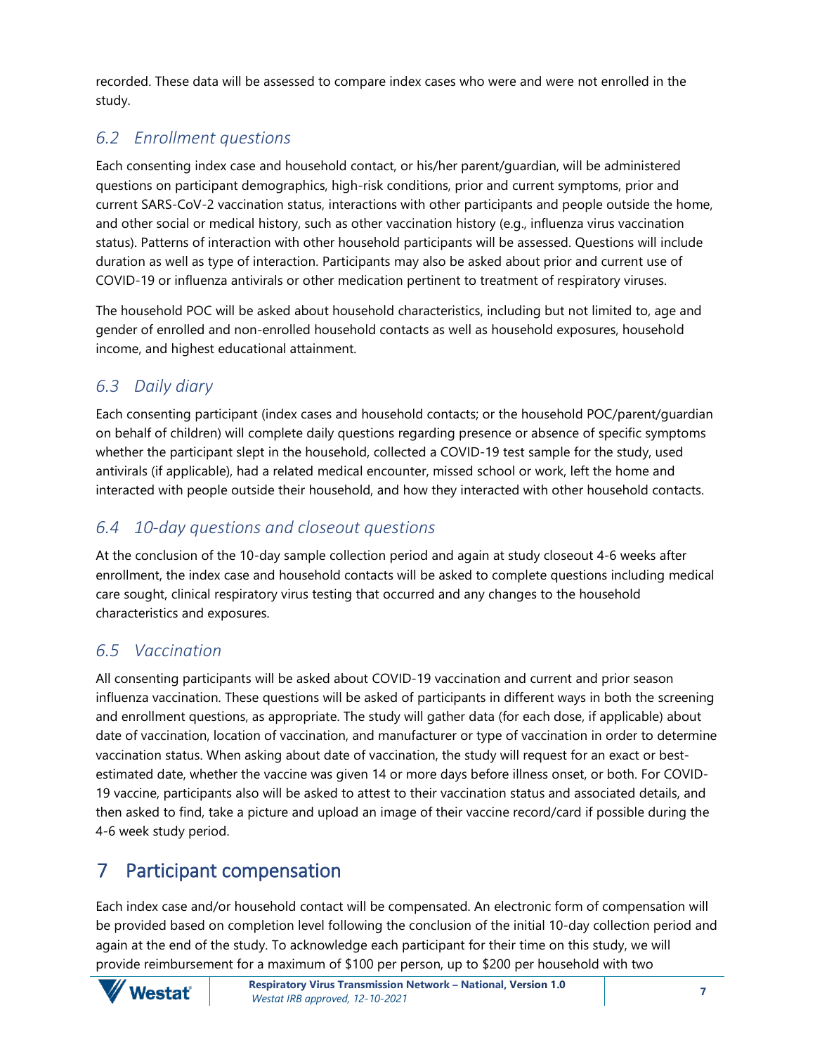recorded. These data will be assessed to compare index cases who were and were not enrolled in the study.

## *6.2 Enrollment questions*

Each consenting index case and household contact, or his/her parent/guardian, will be administered questions on participant demographics, high-risk conditions, prior and current symptoms, prior and current SARS-CoV-2 vaccination status, interactions with other participants and people outside the home, and other social or medical history, such as other vaccination history (e.g., influenza virus vaccination status). Patterns of interaction with other household participants will be assessed. Questions will include duration as well as type of interaction. Participants may also be asked about prior and current use of COVID-19 or influenza antivirals or other medication pertinent to treatment of respiratory viruses.

The household POC will be asked about household characteristics, including but not limited to, age and gender of enrolled and non-enrolled household contacts as well as household exposures, household income, and highest educational attainment.

## *6.3 Daily diary*

Each consenting participant (index cases and household contacts; or the household POC/parent/guardian on behalf of children) will complete daily questions regarding presence or absence of specific symptoms whether the participant slept in the household, collected a COVID-19 test sample for the study, used antivirals (if applicable), had a related medical encounter, missed school or work, left the home and interacted with people outside their household, and how they interacted with other household contacts.

## *6.4 10-day questions and closeout questions*

At the conclusion of the 10-day sample collection period and again at study closeout 4-6 weeks after enrollment, the index case and household contacts will be asked to complete questions including medical care sought, clinical respiratory virus testing that occurred and any changes to the household characteristics and exposures.

## *6.5 Vaccination*

All consenting participants will be asked about COVID-19 vaccination and current and prior season influenza vaccination. These questions will be asked of participants in different ways in both the screening and enrollment questions, as appropriate. The study will gather data (for each dose, if applicable) about date of vaccination, location of vaccination, and manufacturer or type of vaccination in order to determine vaccination status. When asking about date of vaccination, the study will request for an exact or best-estimated date, whether the vaccine was given 14 or more days before illness onset, or both. For COVID-19 vaccine, participants also will be asked to attest to their vaccination status and associated details, and then asked to find, take a picture and upload an image of their vaccine record/card if possible during the 4-6 week study period.

# 7 Participant compensation

Each index case and/or household contact will be compensated. An electronic form of compensation will be provided based on completion level following the conclusion of the initial 10-day collection period and again at the end of the study. To acknowledge each participant for their time on this study, we will provide reimbursement for a maximum of $100 per person, up to $200 per household with two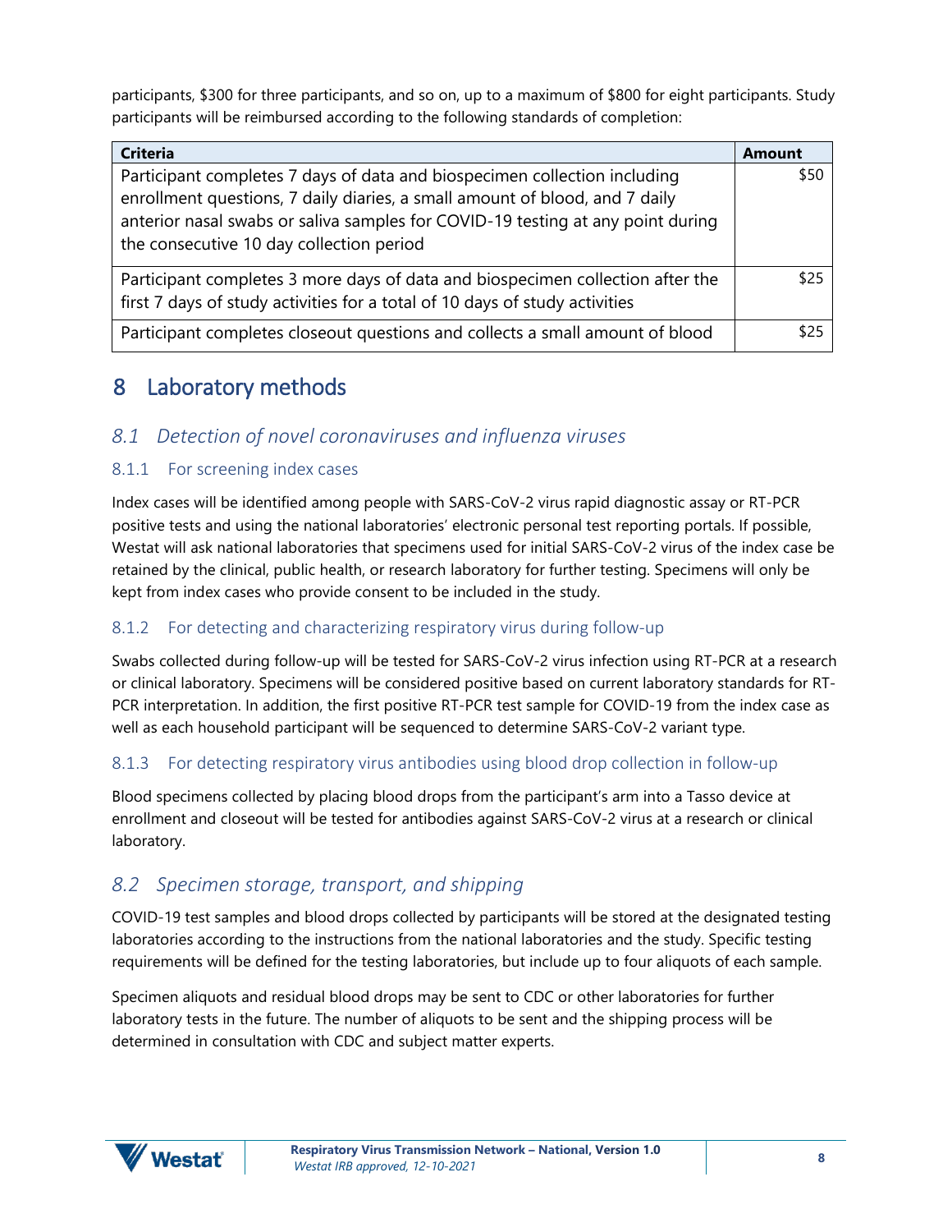participants, $300 for three participants, and so on, up to a maximum of $800 for eight participants. Study participants will be reimbursed according to the following standards of completion:

| Criteria | Amount |
| --- | --- |
| Participant completes 7 days of data and biospecimen collection including enrollment questions, 7 daily diaries, a small amount of blood, and 7 daily anterior nasal swabs or saliva samples for COVID-19 testing at any point during the consecutive 10 day collection period | $50 |
| Participant completes 3 more days of data and biospecimen collection after the first 7 days of study activities for a total of 10 days of study activities | $25 |
| Participant completes closeout questions and collects a small amount of blood | $25 |

# 8 Laboratory methods

## *8.1 Detection of novel coronaviruses and influenza viruses*

### 8.1.1 For screening index cases

Index cases will be identified among people with SARS-CoV-2 virus rapid diagnostic assay or RT-PCR positive tests and using the national laboratories' electronic personal test reporting portals. If possible, Westat will ask national laboratories that specimens used for initial SARS-CoV-2 virus of the index case be retained by the clinical, public health, or research laboratory for further testing. Specimens will only be kept from index cases who provide consent to be included in the study.

### 8.1.2 For detecting and characterizing respiratory virus during follow-up

Swabs collected during follow-up will be tested for SARS-CoV-2 virus infection using RT-PCR at a research or clinical laboratory. Specimens will be considered positive based on current laboratory standards for RT-PCR interpretation. In addition, the first positive RT-PCR test sample for COVID-19 from the index case as well as each household participant will be sequenced to determine SARS-CoV-2 variant type.

### 8.1.3 For detecting respiratory virus antibodies using blood drop collection in follow-up

Blood specimens collected by placing blood drops from the participant's arm into a Tasso device at enrollment and closeout will be tested for antibodies against SARS-CoV-2 virus at a research or clinical laboratory.

## *8.2 Specimen storage, transport, and shipping*

COVID-19 test samples and blood drops collected by participants will be stored at the designated testing laboratories according to the instructions from the national laboratories and the study. Specific testing requirements will be defined for the testing laboratories, but include up to four aliquots of each sample.

Specimen aliquots and residual blood drops may be sent to CDC or other laboratories for further laboratory tests in the future. The number of aliquots to be sent and the shipping process will be determined in consultation with CDC and subject matter experts.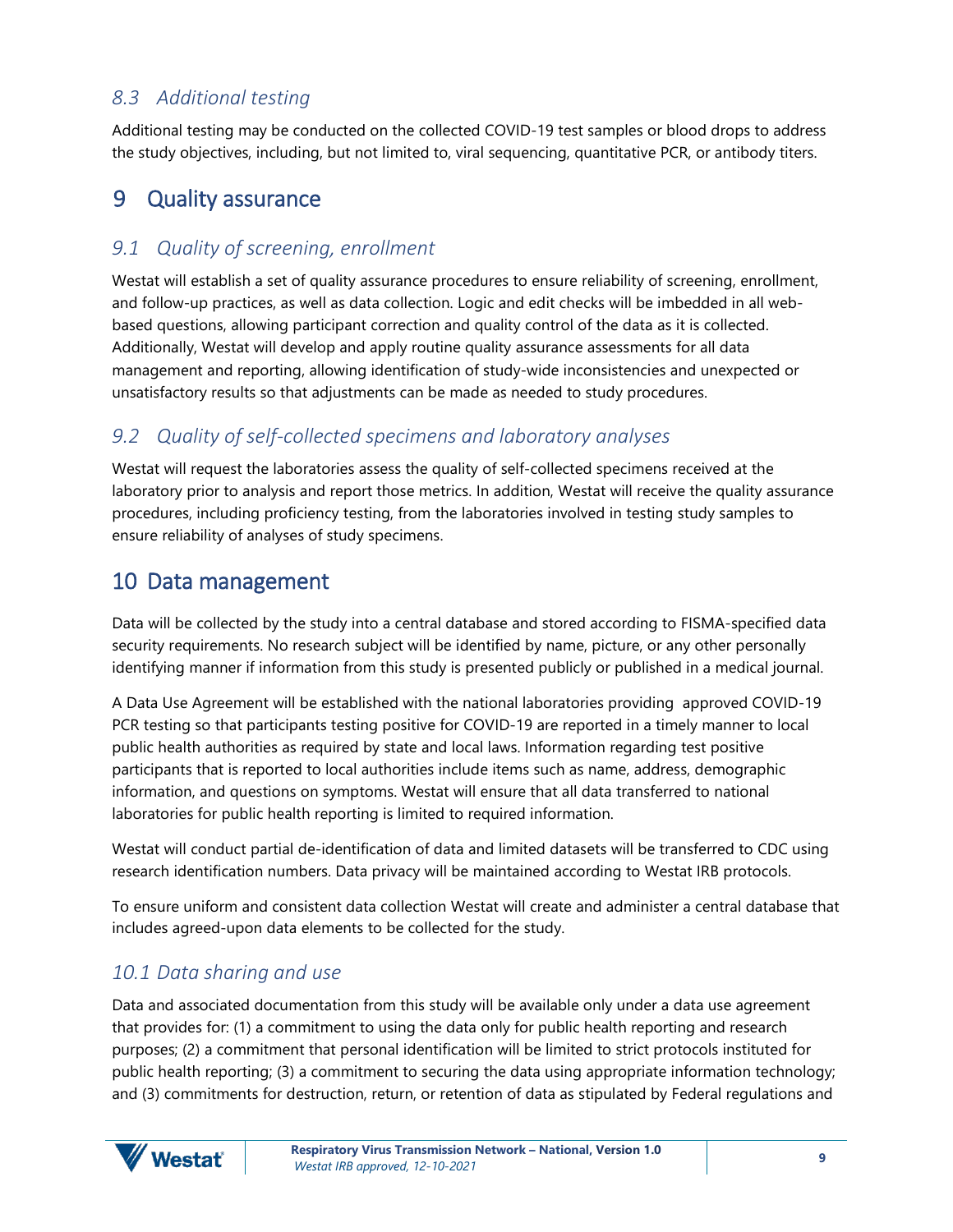### *8.3 Additional testing*

Additional testing may be conducted on the collected COVID-19 test samples or blood drops to address the study objectives, including, but not limited to, viral sequencing, quantitative PCR, or antibody titers.

## 9 Quality assurance

### *9.1 Quality of screening, enrollment*

Westat will establish a set of quality assurance procedures to ensure reliability of screening, enrollment, and follow-up practices, as well as data collection. Logic and edit checks will be imbedded in all web-based questions, allowing participant correction and quality control of the data as it is collected. Additionally, Westat will develop and apply routine quality assurance assessments for all data management and reporting, allowing identification of study-wide inconsistencies and unexpected or unsatisfactory results so that adjustments can be made as needed to study procedures.

### *9.2 Quality of self-collected specimens and laboratory analyses*

Westat will request the laboratories assess the quality of self-collected specimens received at the laboratory prior to analysis and report those metrics. In addition, Westat will receive the quality assurance procedures, including proficiency testing, from the laboratories involved in testing study samples to ensure reliability of analyses of study specimens.

## 10 Data management

Data will be collected by the study into a central database and stored according to FISMA-specified data security requirements. No research subject will be identified by name, picture, or any other personally identifying manner if information from this study is presented publicly or published in a medical journal.

A Data Use Agreement will be established with the national laboratories providing approved COVID-19 PCR testing so that participants testing positive for COVID-19 are reported in a timely manner to local public health authorities as required by state and local laws. Information regarding test positive participants that is reported to local authorities include items such as name, address, demographic information, and questions on symptoms. Westat will ensure that all data transferred to national laboratories for public health reporting is limited to required information.

Westat will conduct partial de-identification of data and limited datasets will be transferred to CDC using research identification numbers. Data privacy will be maintained according to Westat IRB protocols.

To ensure uniform and consistent data collection Westat will create and administer a central database that includes agreed-upon data elements to be collected for the study.

### *10.1 Data sharing and use*

Data and associated documentation from this study will be available only under a data use agreement that provides for: (1) a commitment to using the data only for public health reporting and research purposes; (2) a commitment that personal identification will be limited to strict protocols instituted for public health reporting; (3) a commitment to securing the data using appropriate information technology; and (3) commitments for destruction, return, or retention of data as stipulated by Federal regulations and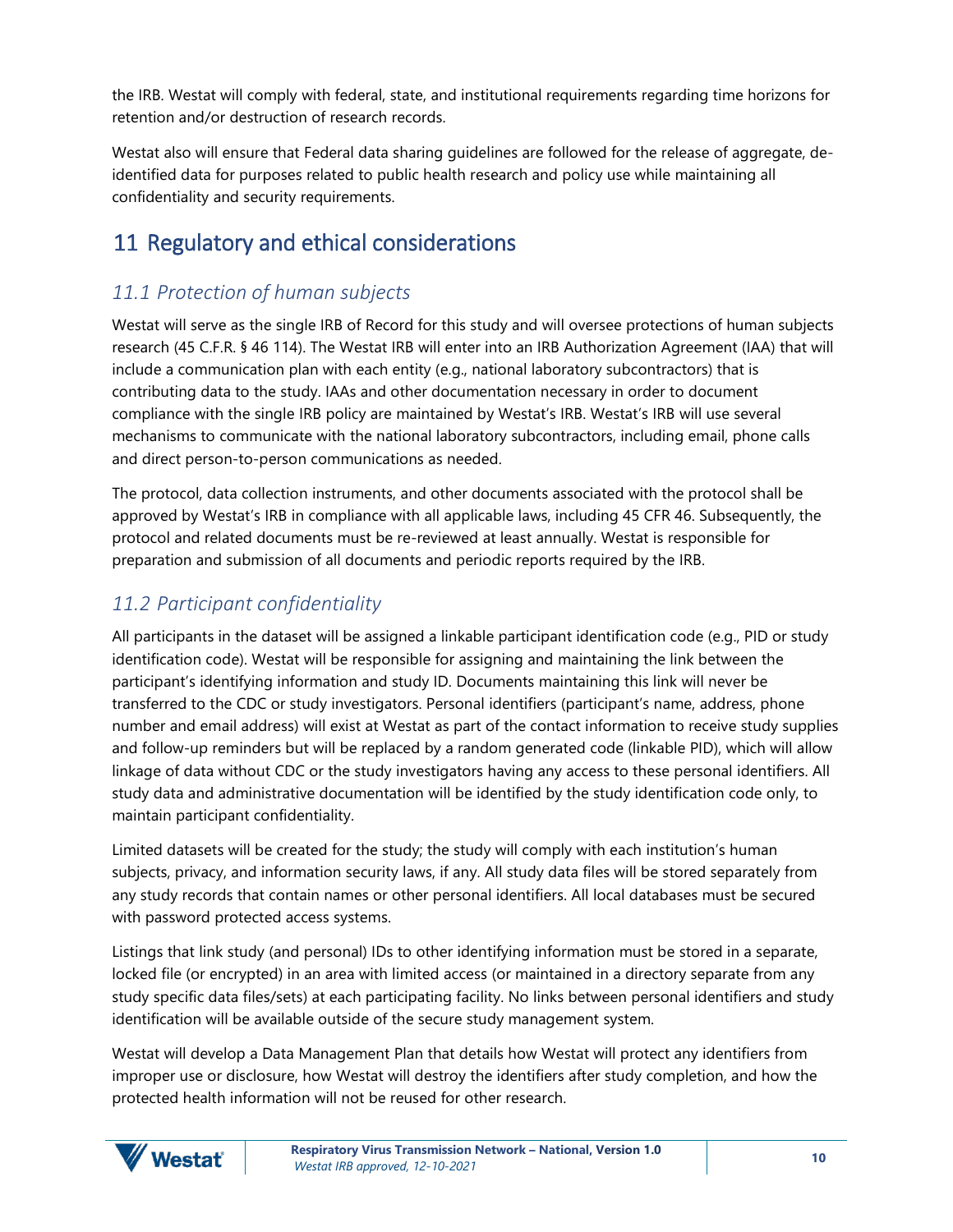the IRB. Westat will comply with federal, state, and institutional requirements regarding time horizons for retention and/or destruction of research records.

Westat also will ensure that Federal data sharing guidelines are followed for the release of aggregate, de-identified data for purposes related to public health research and policy use while maintaining all confidentiality and security requirements.

# 11 Regulatory and ethical considerations

## *11.1 Protection of human subjects*

Westat will serve as the single IRB of Record for this study and will oversee protections of human subjects research (45 C.F.R. § 46 114). The Westat IRB will enter into an IRB Authorization Agreement (IAA) that will include a communication plan with each entity (e.g., national laboratory subcontractors) that is contributing data to the study. IAAs and other documentation necessary in order to document compliance with the single IRB policy are maintained by Westat's IRB. Westat's IRB will use several mechanisms to communicate with the national laboratory subcontractors, including email, phone calls and direct person-to-person communications as needed.

The protocol, data collection instruments, and other documents associated with the protocol shall be approved by Westat's IRB in compliance with all applicable laws, including 45 CFR 46. Subsequently, the protocol and related documents must be re-reviewed at least annually. Westat is responsible for preparation and submission of all documents and periodic reports required by the IRB.

## *11.2 Participant confidentiality*

All participants in the dataset will be assigned a linkable participant identification code (e.g., PID or study identification code). Westat will be responsible for assigning and maintaining the link between the participant's identifying information and study ID. Documents maintaining this link will never be transferred to the CDC or study investigators. Personal identifiers (participant's name, address, phone number and email address) will exist at Westat as part of the contact information to receive study supplies and follow-up reminders but will be replaced by a random generated code (linkable PID), which will allow linkage of data without CDC or the study investigators having any access to these personal identifiers. All study data and administrative documentation will be identified by the study identification code only, to maintain participant confidentiality.

Limited datasets will be created for the study; the study will comply with each institution's human subjects, privacy, and information security laws, if any. All study data files will be stored separately from any study records that contain names or other personal identifiers. All local databases must be secured with password protected access systems.

Listings that link study (and personal) IDs to other identifying information must be stored in a separate, locked file (or encrypted) in an area with limited access (or maintained in a directory separate from any study specific data files/sets) at each participating facility. No links between personal identifiers and study identification will be available outside of the secure study management system.

Westat will develop a Data Management Plan that details how Westat will protect any identifiers from improper use or disclosure, how Westat will destroy the identifiers after study completion, and how the protected health information will not be reused for other research.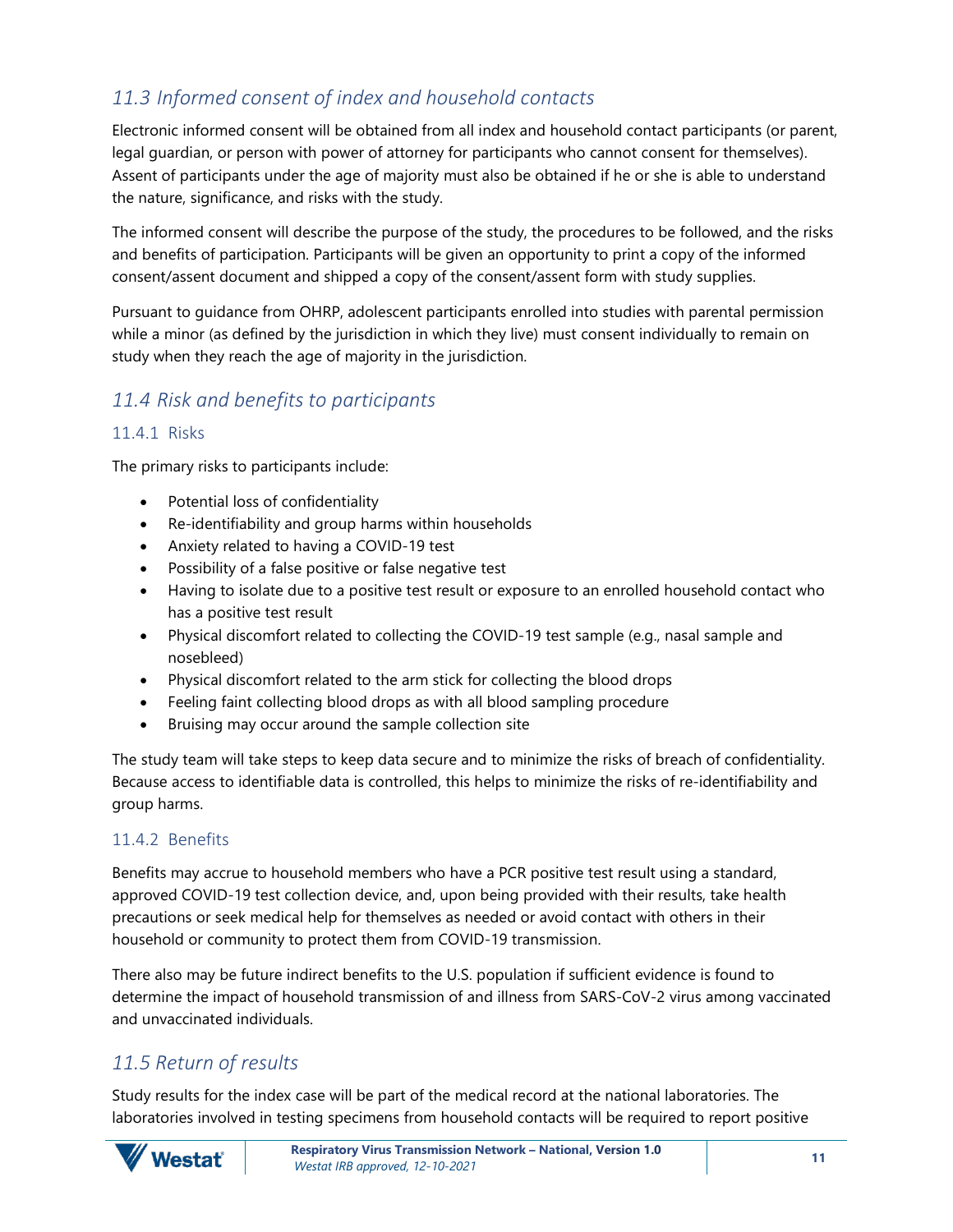## *11.3 Informed consent of index and household contacts*

Electronic informed consent will be obtained from all index and household contact participants (or parent, legal guardian, or person with power of attorney for participants who cannot consent for themselves). Assent of participants under the age of majority must also be obtained if he or she is able to understand the nature, significance, and risks with the study.

The informed consent will describe the purpose of the study, the procedures to be followed, and the risks and benefits of participation. Participants will be given an opportunity to print a copy of the informed consent/assent document and shipped a copy of the consent/assent form with study supplies.

Pursuant to guidance from OHRP, adolescent participants enrolled into studies with parental permission while a minor (as defined by the jurisdiction in which they live) must consent individually to remain on study when they reach the age of majority in the jurisdiction.

## *11.4 Risk and benefits to participants*

### 11.4.1 Risks

The primary risks to participants include:

- Potential loss of confidentiality
- Re-identifiability and group harms within households
- Anxiety related to having a COVID-19 test
- Possibility of a false positive or false negative test
- Having to isolate due to a positive test result or exposure to an enrolled household contact who has a positive test result
- Physical discomfort related to collecting the COVID-19 test sample (e.g., nasal sample and nosebleed)
- Physical discomfort related to the arm stick for collecting the blood drops
- Feeling faint collecting blood drops as with all blood sampling procedure
- Bruising may occur around the sample collection site

The study team will take steps to keep data secure and to minimize the risks of breach of confidentiality. Because access to identifiable data is controlled, this helps to minimize the risks of re-identifiability and group harms.

### 11.4.2 Benefits

Benefits may accrue to household members who have a PCR positive test result using a standard, approved COVID-19 test collection device, and, upon being provided with their results, take health precautions or seek medical help for themselves as needed or avoid contact with others in their household or community to protect them from COVID-19 transmission.

There also may be future indirect benefits to the U.S. population if sufficient evidence is found to determine the impact of household transmission of and illness from SARS-CoV-2 virus among vaccinated and unvaccinated individuals.

## *11.5 Return of results*

Study results for the index case will be part of the medical record at the national laboratories. The laboratories involved in testing specimens from household contacts will be required to report positive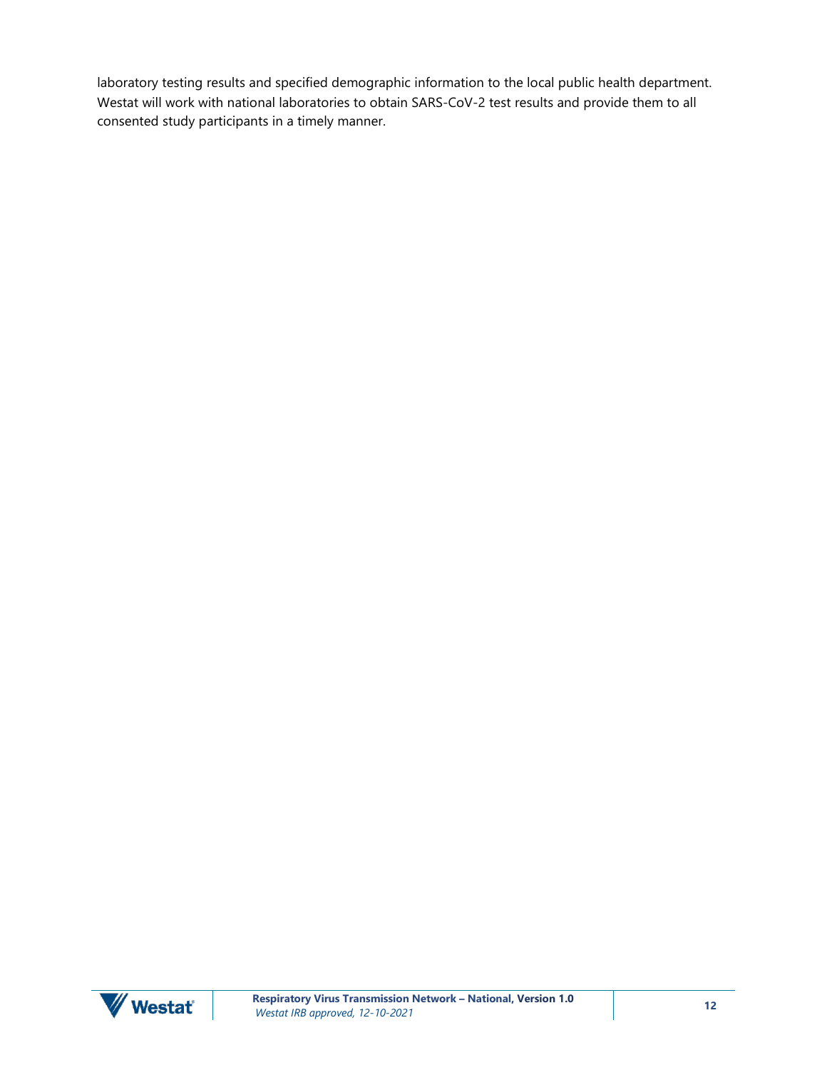laboratory testing results and specified demographic information to the local public health department. Westat will work with national laboratories to obtain SARS-CoV-2 test results and provide them to all consented study participants in a timely manner.